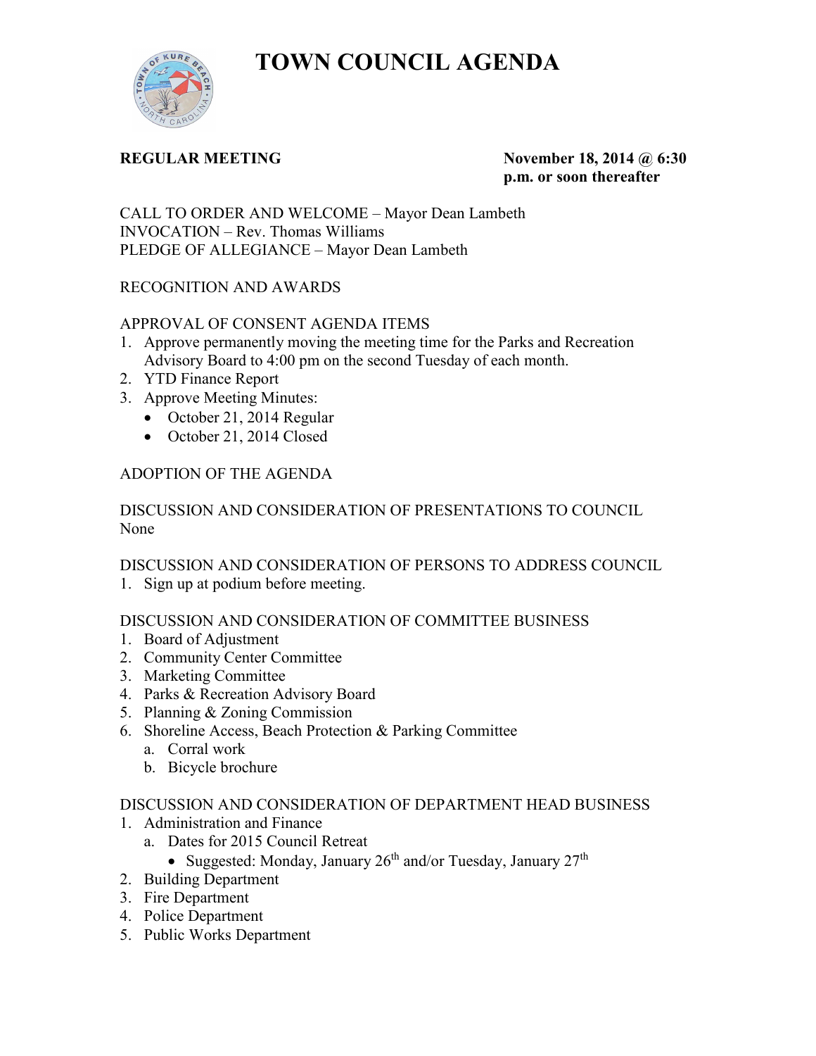# TOWN COUNCIL AGENDA

**REGULAR MEETING** **November 18, 2014 @ 6:30 p.m. or soon thereafter**

CALL TO ORDER AND WELCOME – Mayor Dean Lambeth
INVOCATION – Rev. Thomas Williams
PLEDGE OF ALLEGIANCE – Mayor Dean Lambeth

RECOGNITION AND AWARDS

APPROVAL OF CONSENT AGENDA ITEMS

1. Approve permanently moving the meeting time for the Parks and Recreation Advisory Board to 4:00 pm on the second Tuesday of each month.
2. YTD Finance Report
3. Approve Meeting Minutes:
   - October 21, 2014 Regular
   - October 21, 2014 Closed

ADOPTION OF THE AGENDA

DISCUSSION AND CONSIDERATION OF PRESENTATIONS TO COUNCIL
None

DISCUSSION AND CONSIDERATION OF PERSONS TO ADDRESS COUNCIL

1. Sign up at podium before meeting.

DISCUSSION AND CONSIDERATION OF COMMITTEE BUSINESS

1. Board of Adjustment
2. Community Center Committee
3. Marketing Committee
4. Parks & Recreation Advisory Board
5. Planning & Zoning Commission
6. Shoreline Access, Beach Protection & Parking Committee
   a. Corral work
   b. Bicycle brochure

DISCUSSION AND CONSIDERATION OF DEPARTMENT HEAD BUSINESS

1. Administration and Finance
   a. Dates for 2015 Council Retreat
      - Suggested: Monday, January 26th and/or Tuesday, January 27th
2. Building Department
3. Fire Department
4. Police Department
5. Public Works Department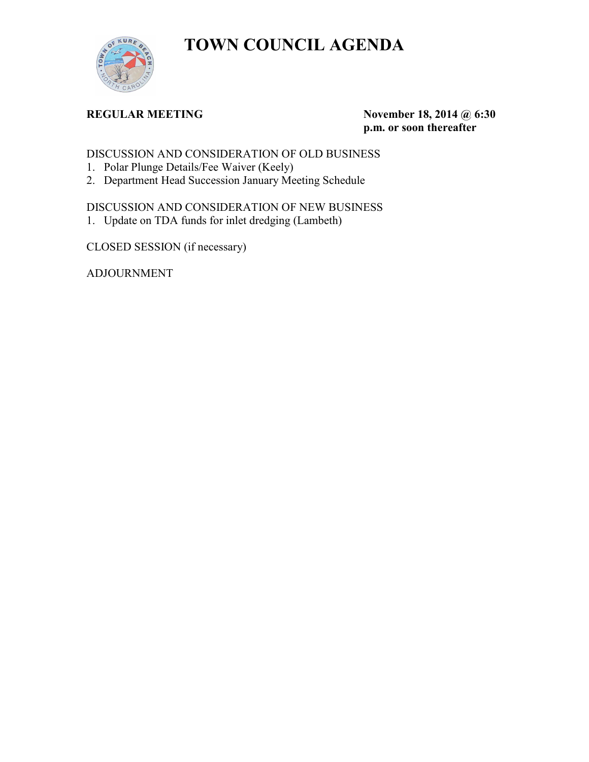# TOWN COUNCIL AGENDA

**REGULAR MEETING**

**November 18, 2014 @ 6:30 p.m. or soon thereafter**

DISCUSSION AND CONSIDERATION OF OLD BUSINESS

1. Polar Plunge Details/Fee Waiver (Keely)
2. Department Head Succession January Meeting Schedule

DISCUSSION AND CONSIDERATION OF NEW BUSINESS

1. Update on TDA funds for inlet dredging (Lambeth)

CLOSED SESSION (if necessary)

ADJOURNMENT